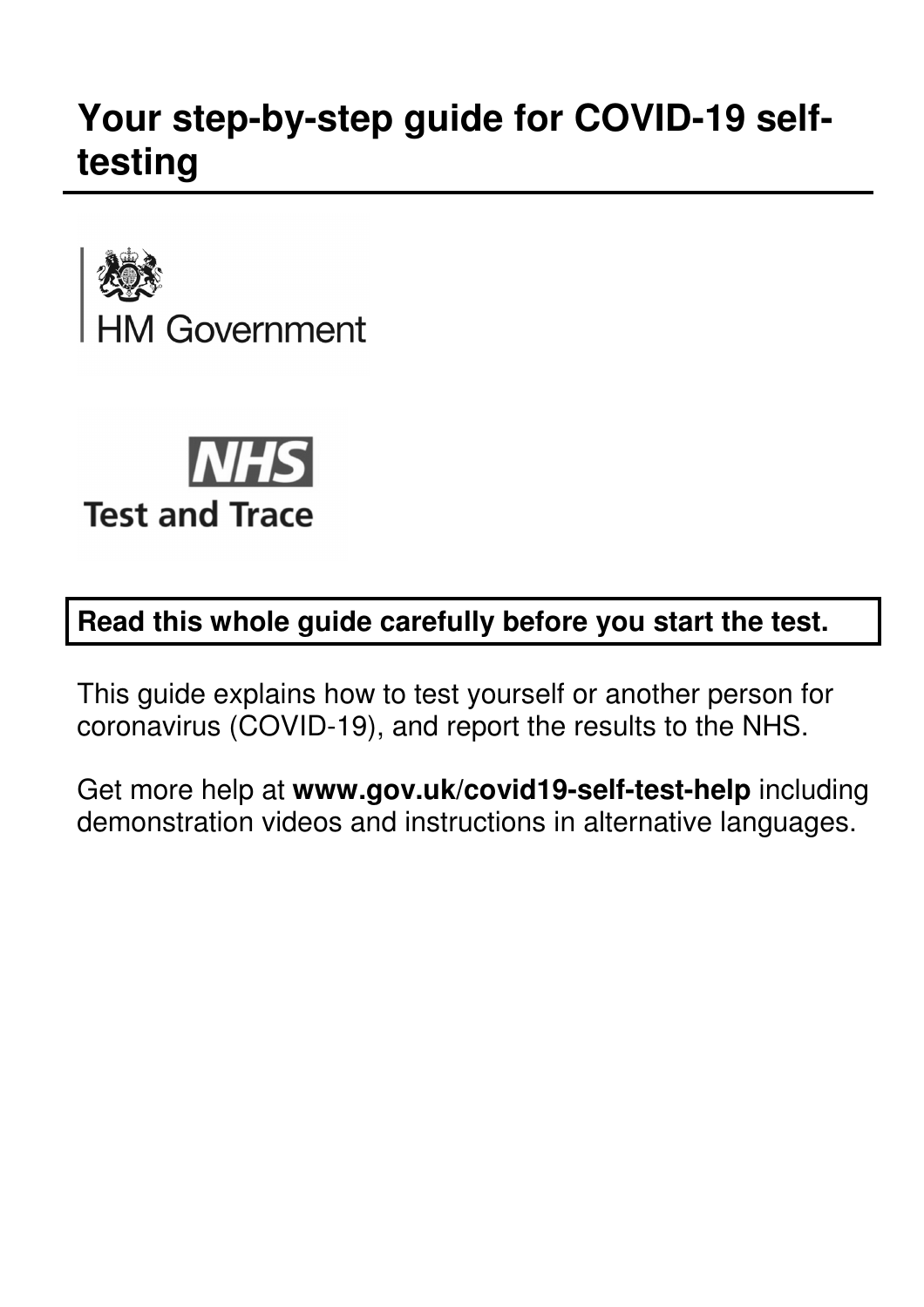# Your step-by-step guide for COVID-19 self-testing

HM Government

NHS Test and Trace

**Read this whole guide carefully before you start the test.**

This guide explains how to test yourself or another person for coronavirus (COVID-19), and report the results to the NHS.

Get more help at **www.gov.uk/covid19-self-test-help** including demonstration videos and instructions in alternative languages.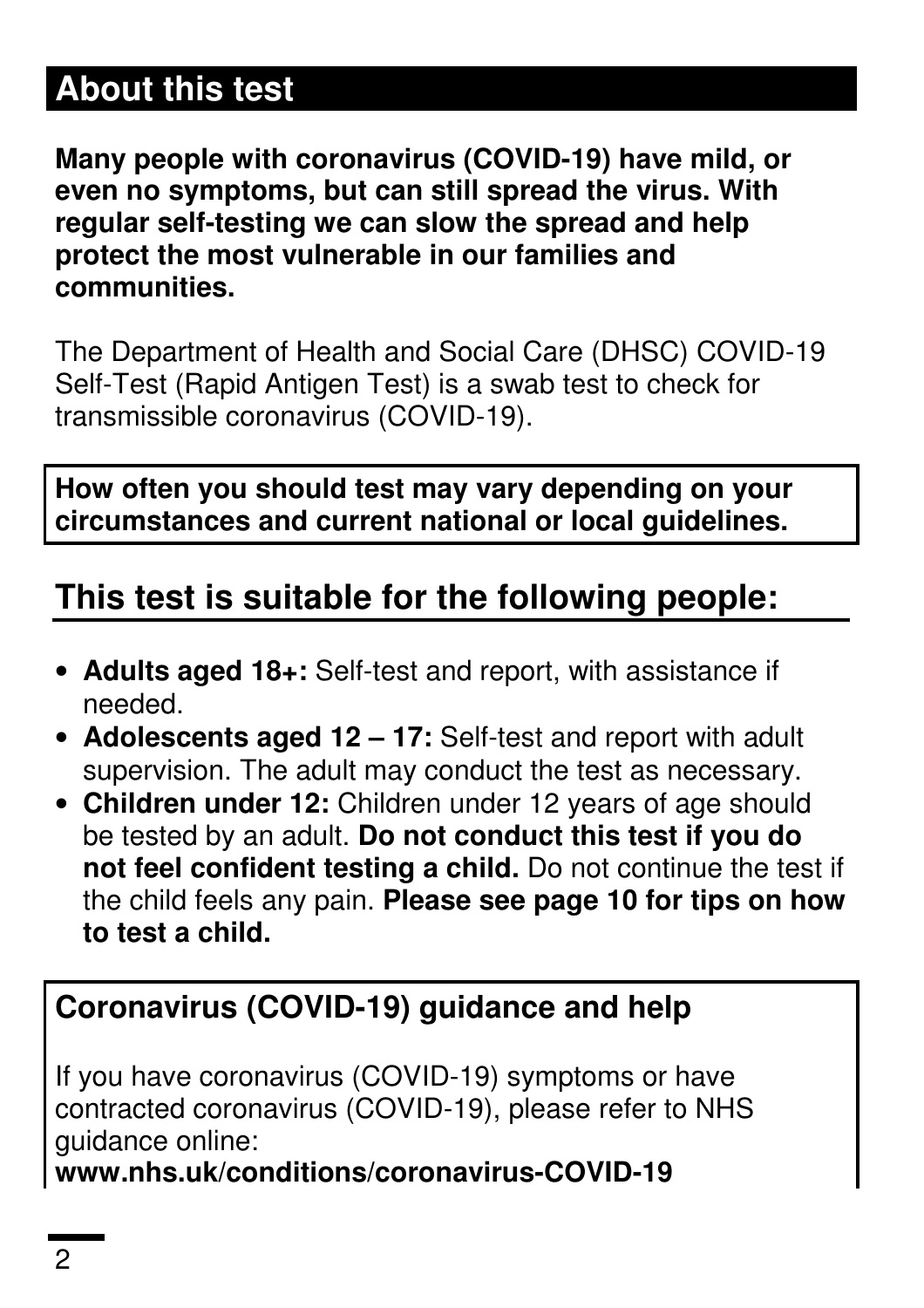## About this test

**Many people with coronavirus (COVID-19) have mild, or even no symptoms, but can still spread the virus. With regular self-testing we can slow the spread and help protect the most vulnerable in our families and communities.**

The Department of Health and Social Care (DHSC) COVID-19 Self-Test (Rapid Antigen Test) is a swab test to check for transmissible coronavirus (COVID-19).

**How often you should test may vary depending on your circumstances and current national or local guidelines.**

## This test is suitable for the following people:

- **Adults aged 18+:** Self-test and report, with assistance if needed.
- **Adolescents aged 12 – 17:** Self-test and report with adult supervision. The adult may conduct the test as necessary.
- **Children under 12:** Children under 12 years of age should be tested by an adult. **Do not conduct this test if you do not feel confident testing a child.** Do not continue the test if the child feels any pain. **Please see page 10 for tips on how to test a child.**

### Coronavirus (COVID-19) guidance and help

If you have coronavirus (COVID-19) symptoms or have contracted coronavirus (COVID-19), please refer to NHS guidance online:
**www.nhs.uk/conditions/coronavirus-COVID-19**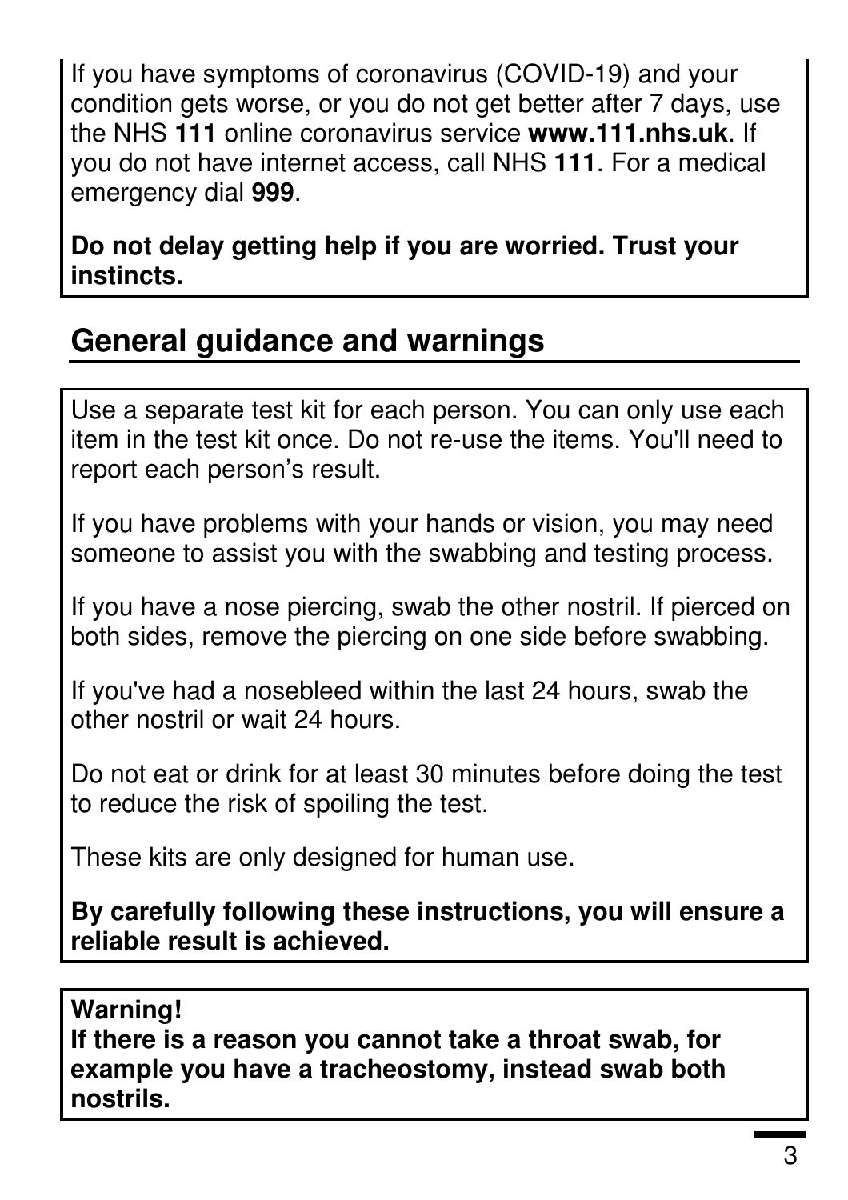If you have symptoms of coronavirus (COVID-19) and your condition gets worse, or you do not get better after 7 days, use the NHS **111** online coronavirus service **www.111.nhs.uk**. If you do not have internet access, call NHS **111**. For a medical emergency dial **999**.

**Do not delay getting help if you are worried. Trust your instincts.**

## General guidance and warnings

Use a separate test kit for each person. You can only use each item in the test kit once. Do not re-use the items. You'll need to report each person's result.

If you have problems with your hands or vision, you may need someone to assist you with the swabbing and testing process.

If you have a nose piercing, swab the other nostril. If pierced on both sides, remove the piercing on one side before swabbing.

If you've had a nosebleed within the last 24 hours, swab the other nostril or wait 24 hours.

Do not eat or drink for at least 30 minutes before doing the test to reduce the risk of spoiling the test.

These kits are only designed for human use.

**By carefully following these instructions, you will ensure a reliable result is achieved.**

**Warning!**
**If there is a reason you cannot take a throat swab, for example you have a tracheostomy, instead swab both nostrils.**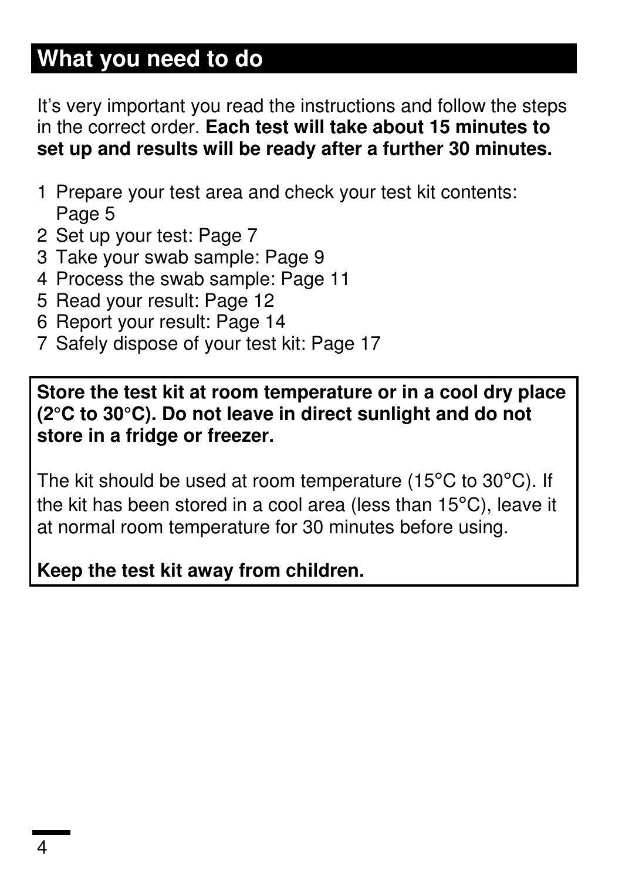## What you need to do

It's very important you read the instructions and follow the steps in the correct order. **Each test will take about 15 minutes to set up and results will be ready after a further 30 minutes.**

1. Prepare your test area and check your test kit contents: Page 5
2. Set up your test: Page 7
3. Take your swab sample: Page 9
4. Process the swab sample: Page 11
5. Read your result: Page 12
6. Report your result: Page 14
7. Safely dispose of your test kit: Page 17

**Store the test kit at room temperature or in a cool dry place (2°C to 30°C). Do not leave in direct sunlight and do not store in a fridge or freezer.**

The kit should be used at room temperature (15°C to 30°C). If the kit has been stored in a cool area (less than 15°C), leave it at normal room temperature for 30 minutes before using.

**Keep the test kit away from children.**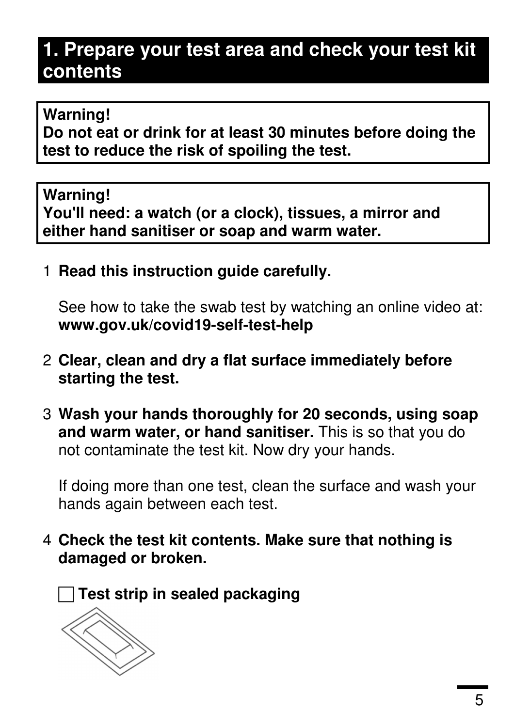# 1. Prepare your test area and check your test kit contents

**Warning!**
**Do not eat or drink for at least 30 minutes before doing the test to reduce the risk of spoiling the test.**

**Warning!**
**You'll need: a watch (or a clock), tissues, a mirror and either hand sanitiser or soap and warm water.**

1. **Read this instruction guide carefully.**

   See how to take the swab test by watching an online video at: **www.gov.uk/covid19-self-test-help**

2. **Clear, clean and dry a flat surface immediately before starting the test.**

3. **Wash your hands thoroughly for 20 seconds, using soap and warm water, or hand sanitiser.** This is so that you do not contaminate the test kit. Now dry your hands.

   If doing more than one test, clean the surface and wash your hands again between each test.

4. **Check the test kit contents. Make sure that nothing is damaged or broken.**

   - [ ] **Test strip in sealed packaging**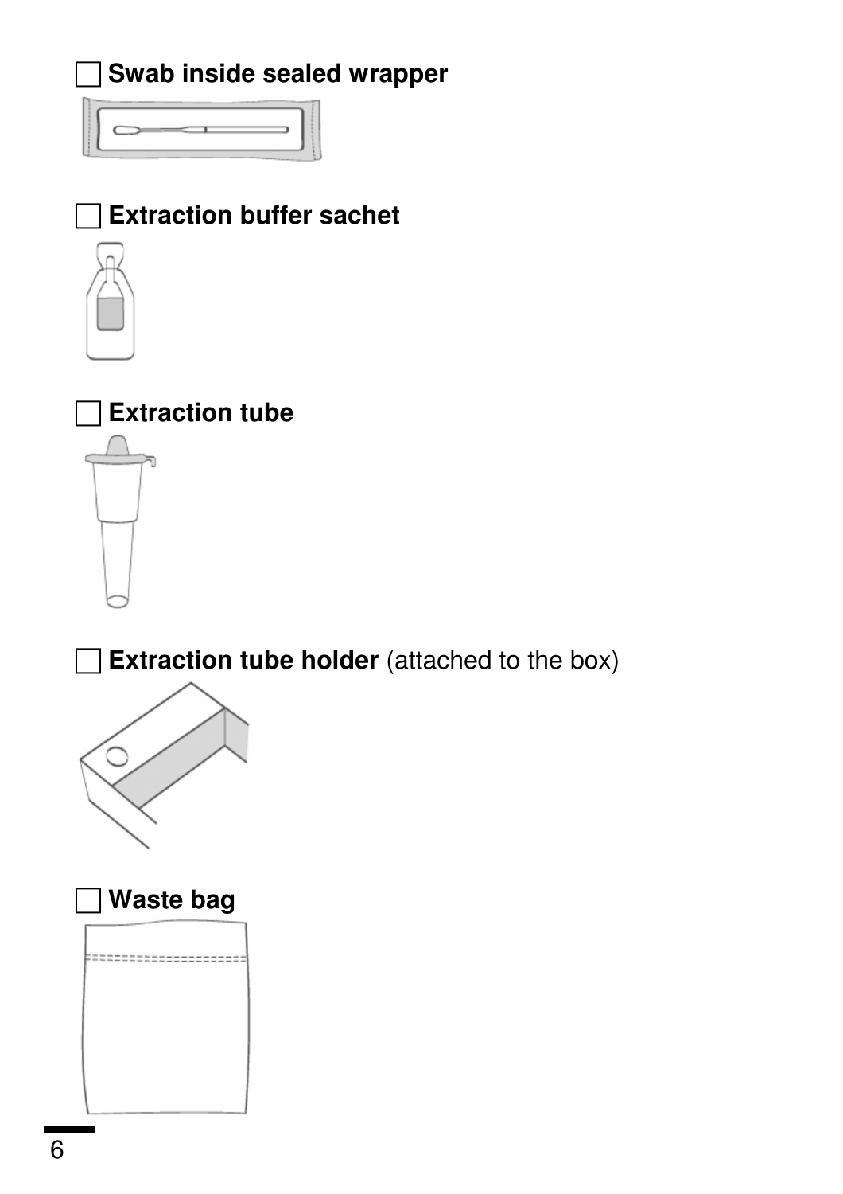- [ ] **Swab inside sealed wrapper**

- [ ] **Extraction buffer sachet**

- [ ] **Extraction tube**

- [ ] **Extraction tube holder** (attached to the box)

- [ ] **Waste bag**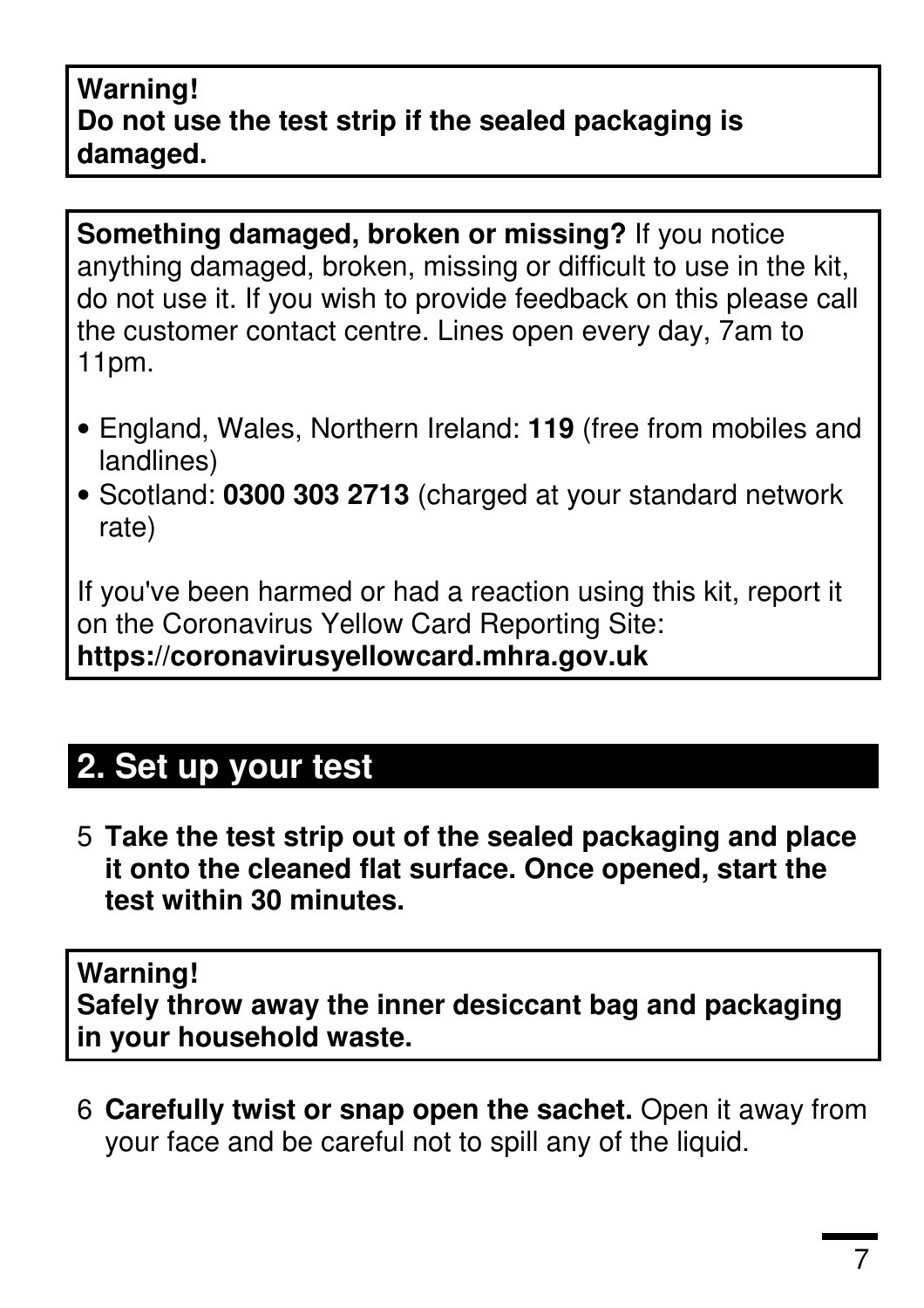**Warning!**
**Do not use the test strip if the sealed packaging is damaged.**

**Something damaged, broken or missing?** If you notice anything damaged, broken, missing or difficult to use in the kit, do not use it. If you wish to provide feedback on this please call the customer contact centre. Lines open every day, 7am to 11pm.

- England, Wales, Northern Ireland: **119** (free from mobiles and landlines)
- Scotland: **0300 303 2713** (charged at your standard network rate)

If you've been harmed or had a reaction using this kit, report it on the Coronavirus Yellow Card Reporting Site: **https://coronavirusyellowcard.mhra.gov.uk**

## 2. Set up your test

5 **Take the test strip out of the sealed packaging and place it onto the cleaned flat surface. Once opened, start the test within 30 minutes.**

**Warning!**
**Safely throw away the inner desiccant bag and packaging in your household waste.**

6 **Carefully twist or snap open the sachet.** Open it away from your face and be careful not to spill any of the liquid.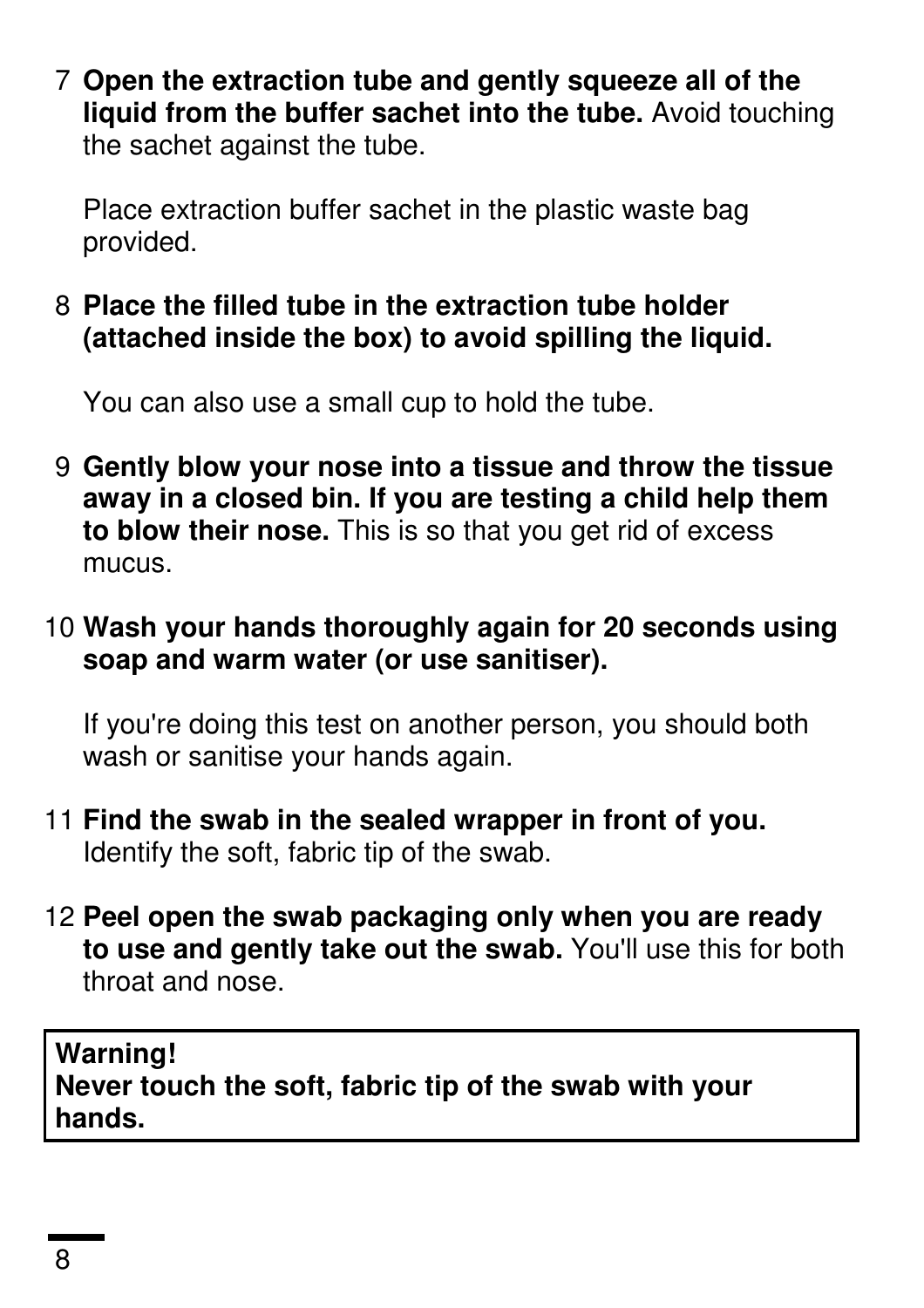7 **Open the extraction tube and gently squeeze all of the liquid from the buffer sachet into the tube.** Avoid touching the sachet against the tube.

Place extraction buffer sachet in the plastic waste bag provided.

8 **Place the filled tube in the extraction tube holder (attached inside the box) to avoid spilling the liquid.**

You can also use a small cup to hold the tube.

9 **Gently blow your nose into a tissue and throw the tissue away in a closed bin. If you are testing a child help them to blow their nose.** This is so that you get rid of excess mucus.

10 **Wash your hands thoroughly again for 20 seconds using soap and warm water (or use sanitiser).**

If you're doing this test on another person, you should both wash or sanitise your hands again.

11 **Find the swab in the sealed wrapper in front of you.** Identify the soft, fabric tip of the swab.

12 **Peel open the swab packaging only when you are ready to use and gently take out the swab.** You'll use this for both throat and nose.

**Warning!**
**Never touch the soft, fabric tip of the swab with your hands.**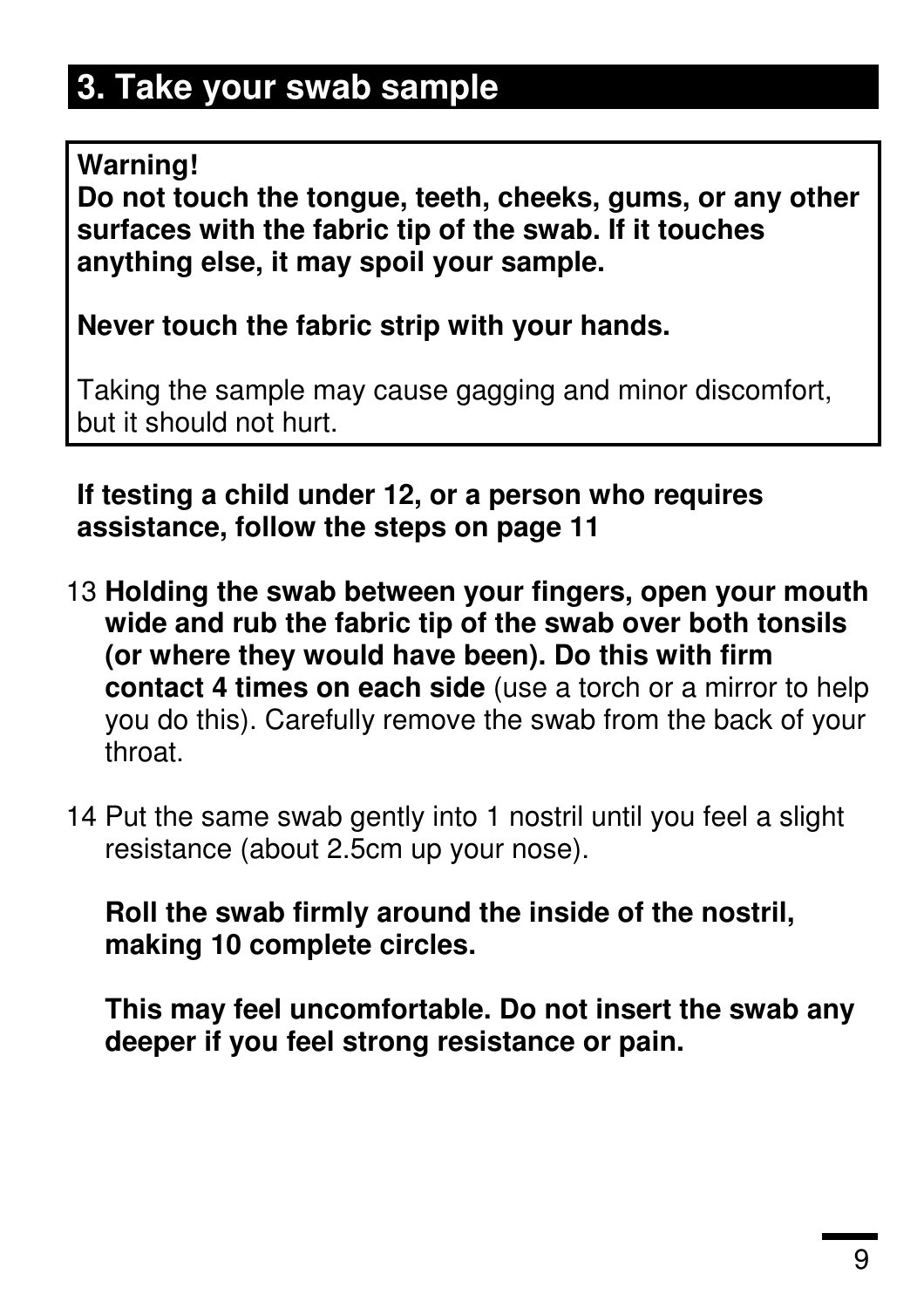## 3. Take your swab sample

**Warning!**
**Do not touch the tongue, teeth, cheeks, gums, or any other surfaces with the fabric tip of the swab. If it touches anything else, it may spoil your sample.**

**Never touch the fabric strip with your hands.**

Taking the sample may cause gagging and minor discomfort, but it should not hurt.

**If testing a child under 12, or a person who requires assistance, follow the steps on page 11**

13 **Holding the swab between your fingers, open your mouth wide and rub the fabric tip of the swab over both tonsils (or where they would have been). Do this with firm contact 4 times on each side** (use a torch or a mirror to help you do this). Carefully remove the swab from the back of your throat.

14 Put the same swab gently into 1 nostril until you feel a slight resistance (about 2.5cm up your nose).

**Roll the swab firmly around the inside of the nostril, making 10 complete circles.**

**This may feel uncomfortable. Do not insert the swab any deeper if you feel strong resistance or pain.**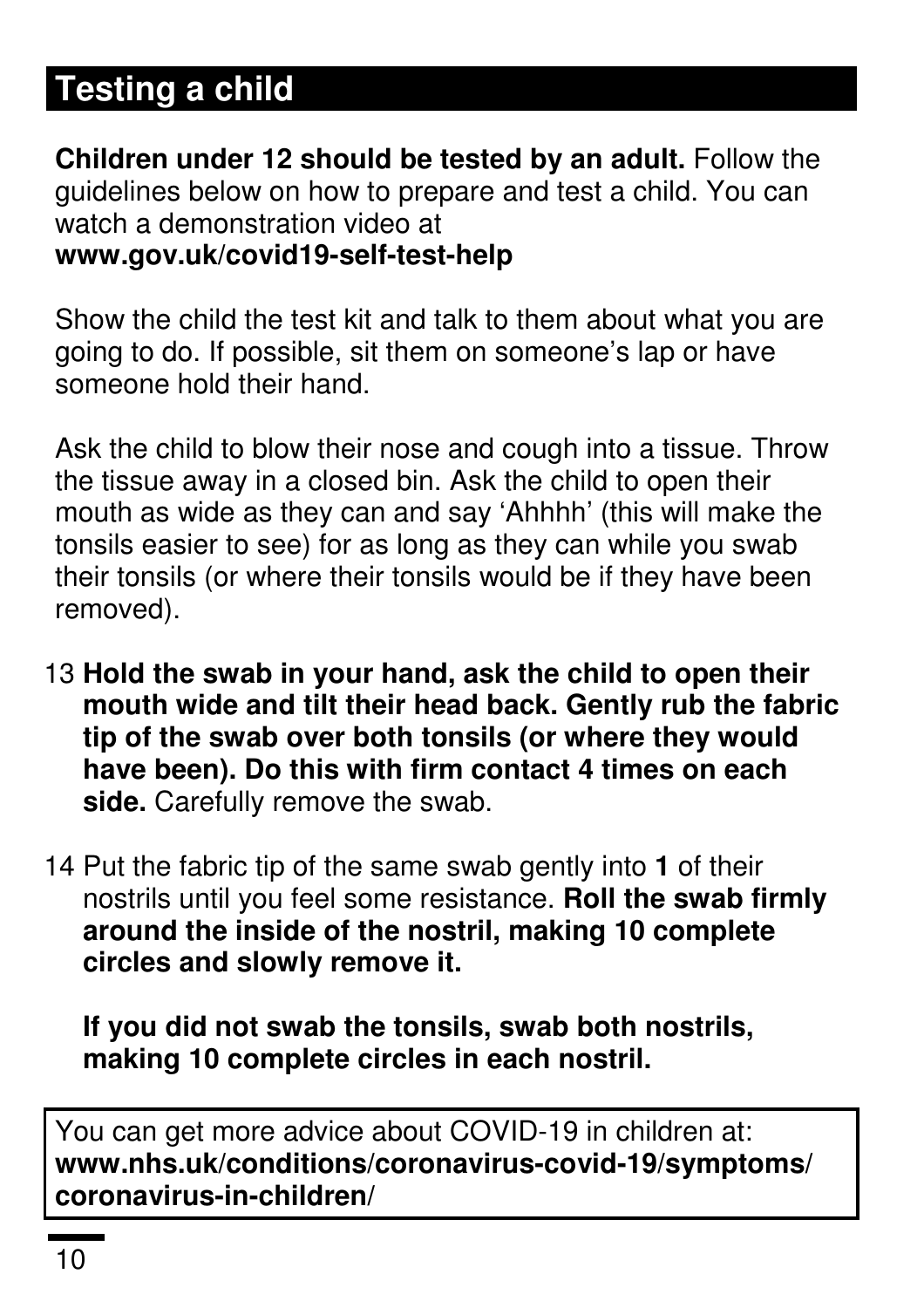## Testing a child

**Children under 12 should be tested by an adult.** Follow the guidelines below on how to prepare and test a child. You can watch a demonstration video at **www.gov.uk/covid19-self-test-help**

Show the child the test kit and talk to them about what you are going to do. If possible, sit them on someone's lap or have someone hold their hand.

Ask the child to blow their nose and cough into a tissue. Throw the tissue away in a closed bin. Ask the child to open their mouth as wide as they can and say 'Ahhhh' (this will make the tonsils easier to see) for as long as they can while you swab their tonsils (or where their tonsils would be if they have been removed).

13 **Hold the swab in your hand, ask the child to open their mouth wide and tilt their head back. Gently rub the fabric tip of the swab over both tonsils (or where they would have been). Do this with firm contact 4 times on each side.** Carefully remove the swab.

14 Put the fabric tip of the same swab gently into **1** of their nostrils until you feel some resistance. **Roll the swab firmly around the inside of the nostril, making 10 complete circles and slowly remove it.**

**If you did not swab the tonsils, swab both nostrils, making 10 complete circles in each nostril.**

You can get more advice about COVID-19 in children at: **www.nhs.uk/conditions/coronavirus-covid-19/symptoms/coronavirus-in-children/**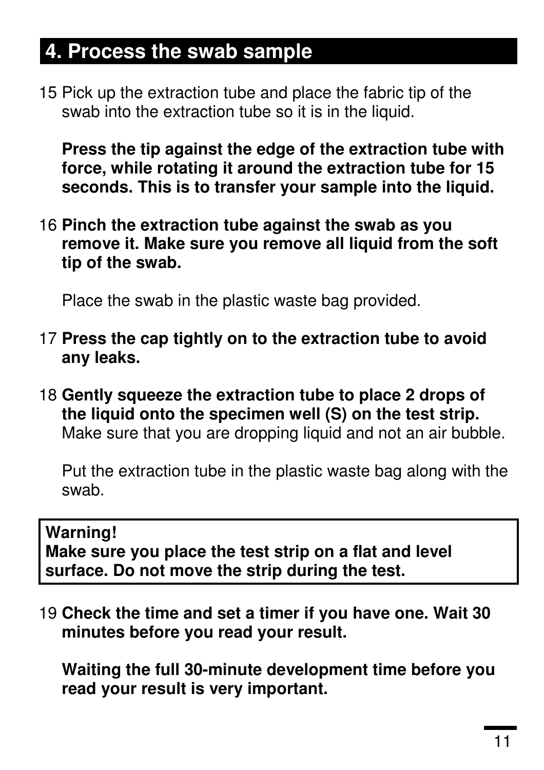## 4. Process the swab sample

15 Pick up the extraction tube and place the fabric tip of the swab into the extraction tube so it is in the liquid.

**Press the tip against the edge of the extraction tube with force, while rotating it around the extraction tube for 15 seconds. This is to transfer your sample into the liquid.**

16 **Pinch the extraction tube against the swab as you remove it. Make sure you remove all liquid from the soft tip of the swab.**

Place the swab in the plastic waste bag provided.

17 **Press the cap tightly on to the extraction tube to avoid any leaks.**

18 **Gently squeeze the extraction tube to place 2 drops of the liquid onto the specimen well (S) on the test strip.** Make sure that you are dropping liquid and not an air bubble.

Put the extraction tube in the plastic waste bag along with the swab.

**Warning!**
**Make sure you place the test strip on a flat and level surface. Do not move the strip during the test.**

19 **Check the time and set a timer if you have one. Wait 30 minutes before you read your result.**

**Waiting the full 30-minute development time before you read your result is very important.**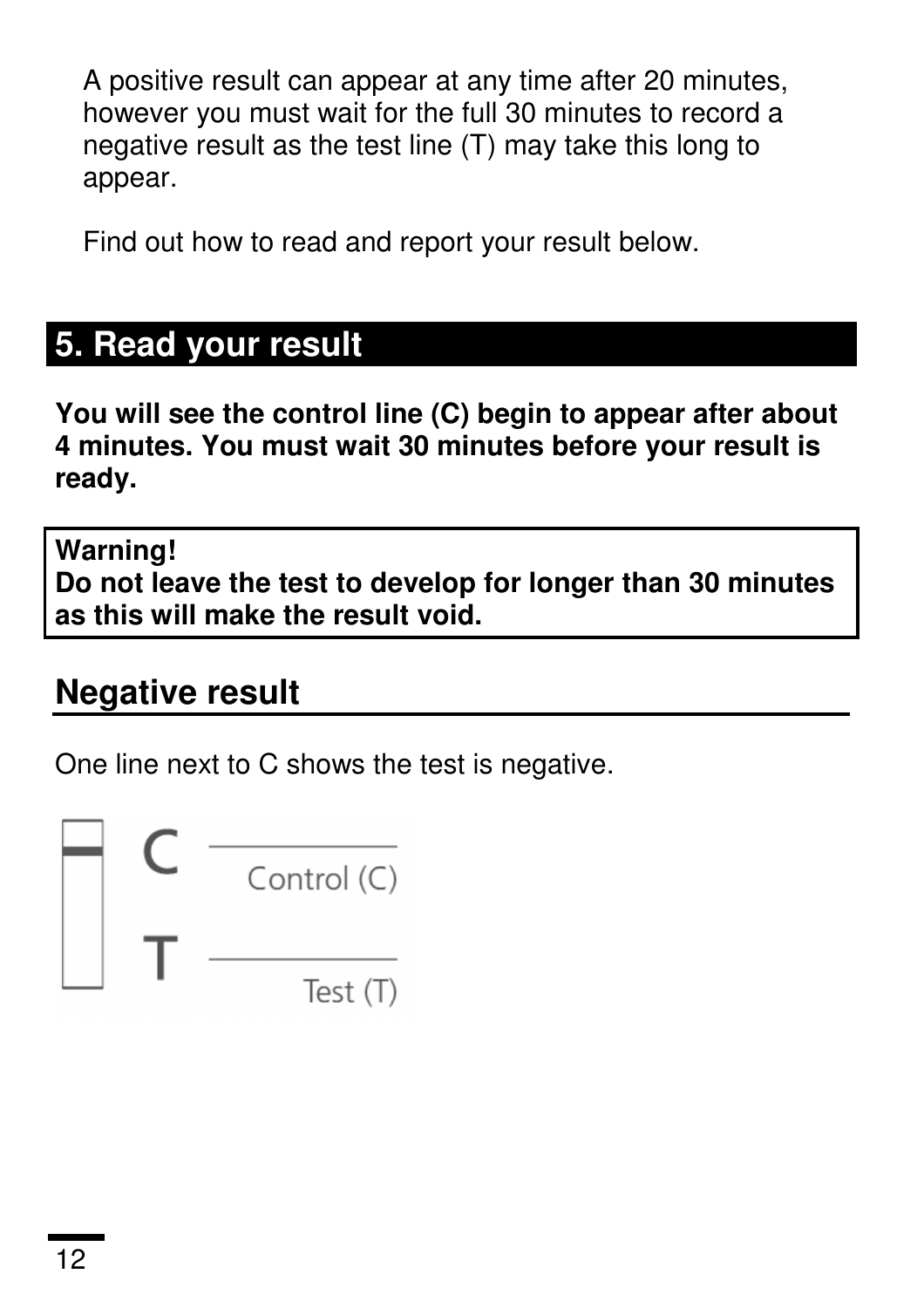A positive result can appear at any time after 20 minutes, however you must wait for the full 30 minutes to record a negative result as the test line (T) may take this long to appear.

Find out how to read and report your result below.

## 5. Read your result

**You will see the control line (C) begin to appear after about 4 minutes. You must wait 30 minutes before your result is ready.**

**Warning!**
**Do not leave the test to develop for longer than 30 minutes as this will make the result void.**

### Negative result

One line next to C shows the test is negative.

C
Control (C)
T
Test (T)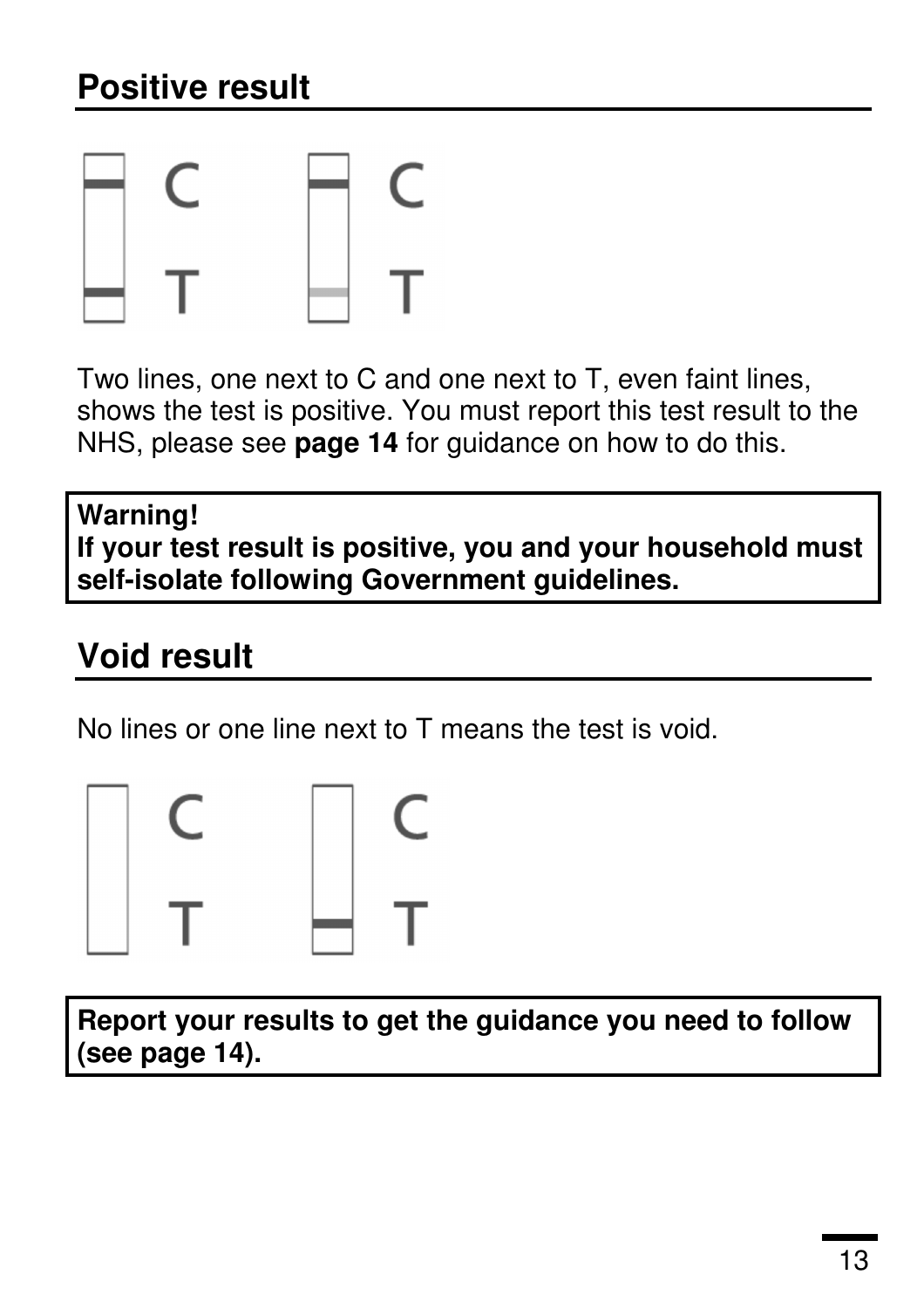## Positive result

C

T

C

T

Two lines, one next to C and one next to T, even faint lines, shows the test is positive. You must report this test result to the NHS, please see **page 14** for guidance on how to do this.

> **Warning!**
> **If your test result is positive, you and your household must self-isolate following Government guidelines.**

## Void result

No lines or one line next to T means the test is void.

C

T

C

T

> **Report your results to get the guidance you need to follow (see page 14).**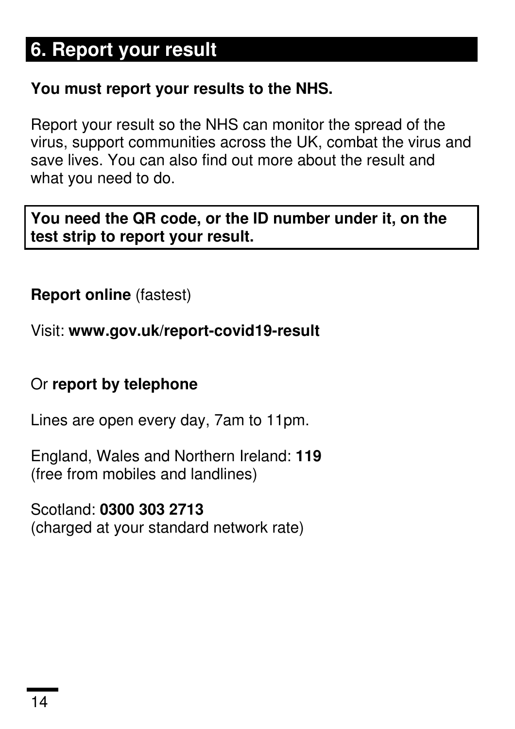## 6. Report your result

**You must report your results to the NHS.**

Report your result so the NHS can monitor the spread of the virus, support communities across the UK, combat the virus and save lives. You can also find out more about the result and what you need to do.

**You need the QR code, or the ID number under it, on the test strip to report your result.**

**Report online** (fastest)

Visit: **www.gov.uk/report-covid19-result**

Or **report by telephone**

Lines are open every day, 7am to 11pm.

England, Wales and Northern Ireland: **119**
(free from mobiles and landlines)

Scotland: **0300 303 2713**
(charged at your standard network rate)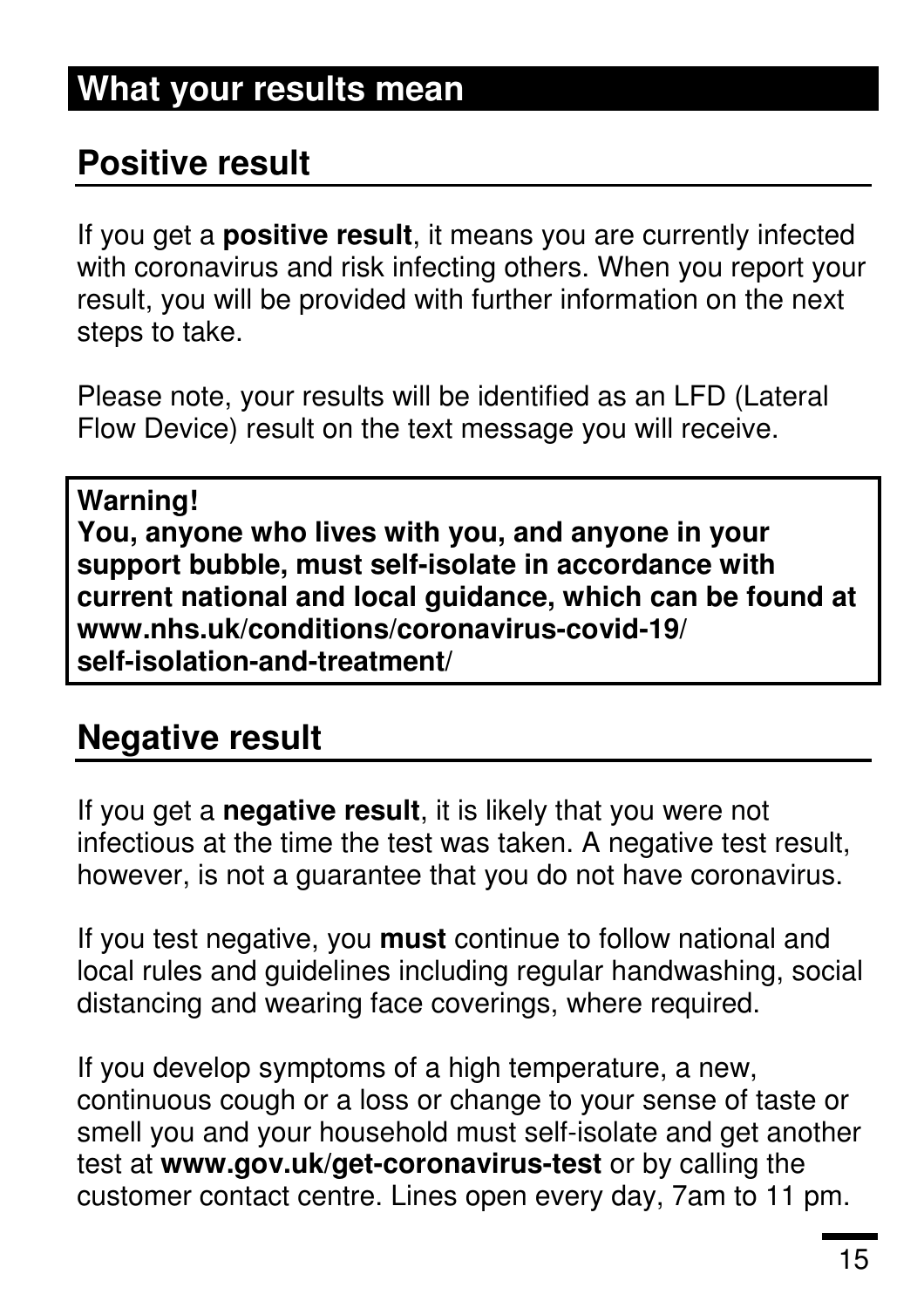# What your results mean

## Positive result

If you get a **positive result**, it means you are currently infected with coronavirus and risk infecting others. When you report your result, you will be provided with further information on the next steps to take.

Please note, your results will be identified as an LFD (Lateral Flow Device) result on the text message you will receive.

> **Warning!**
> **You, anyone who lives with you, and anyone in your support bubble, must self-isolate in accordance with current national and local guidance, which can be found at www.nhs.uk/conditions/coronavirus-covid-19/self-isolation-and-treatment/**

## Negative result

If you get a **negative result**, it is likely that you were not infectious at the time the test was taken. A negative test result, however, is not a guarantee that you do not have coronavirus.

If you test negative, you **must** continue to follow national and local rules and guidelines including regular handwashing, social distancing and wearing face coverings, where required.

If you develop symptoms of a high temperature, a new, continuous cough or a loss or change to your sense of taste or smell you and your household must self-isolate and get another test at **www.gov.uk/get-coronavirus-test** or by calling the customer contact centre. Lines open every day, 7am to 11 pm.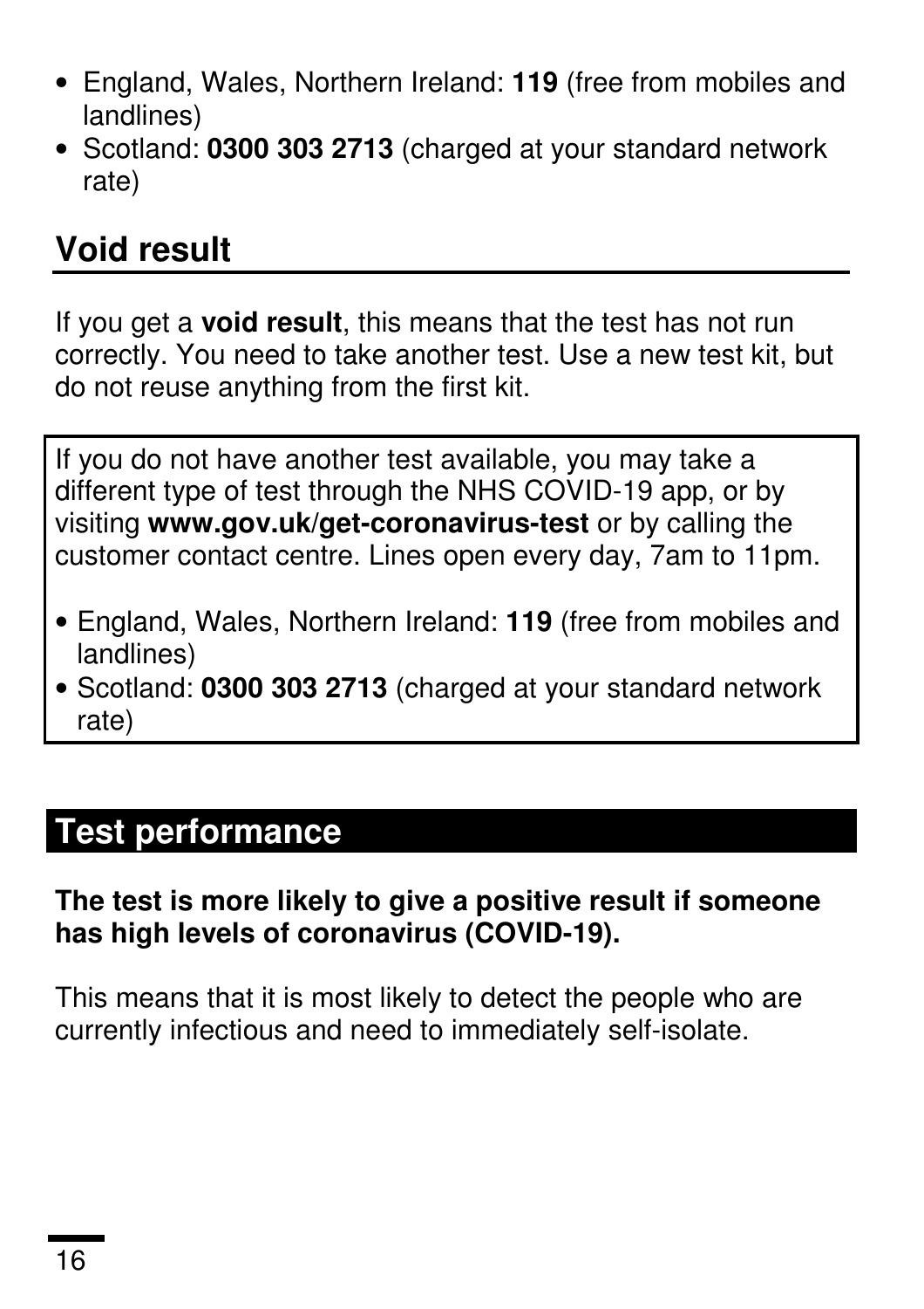- England, Wales, Northern Ireland: **119** (free from mobiles and landlines)
- Scotland: **0300 303 2713** (charged at your standard network rate)

## Void result

If you get a **void result**, this means that the test has not run correctly. You need to take another test. Use a new test kit, but do not reuse anything from the first kit.

If you do not have another test available, you may take a different type of test through the NHS COVID-19 app, or by visiting **www.gov.uk/get-coronavirus-test** or by calling the customer contact centre. Lines open every day, 7am to 11pm.

- England, Wales, Northern Ireland: **119** (free from mobiles and landlines)
- Scotland: **0300 303 2713** (charged at your standard network rate)

## Test performance

**The test is more likely to give a positive result if someone has high levels of coronavirus (COVID-19).**

This means that it is most likely to detect the people who are currently infectious and need to immediately self-isolate.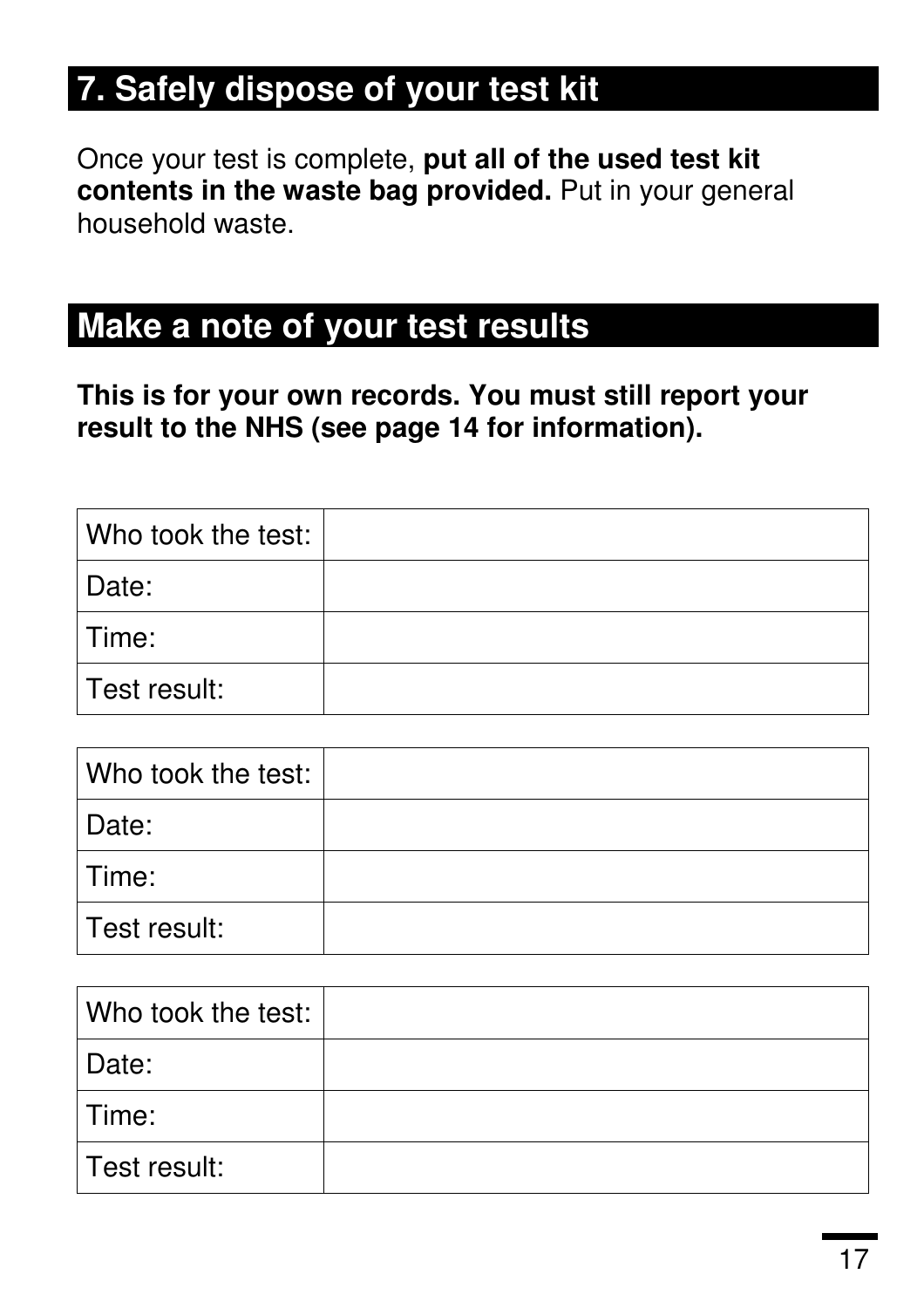## 7. Safely dispose of your test kit

Once your test is complete, **put all of the used test kit contents in the waste bag provided.** Put in your general household waste.

## Make a note of your test results

**This is for your own records. You must still report your result to the NHS (see page 14 for information).**

| | |
|---|---|
| Who took the test: | |
| Date: | |
| Time: | |
| Test result: | |

| | |
|---|---|
| Who took the test: | |
| Date: | |
| Time: | |
| Test result: | |

| | |
|---|---|
| Who took the test: | |
| Date: | |
| Time: | |
| Test result: | |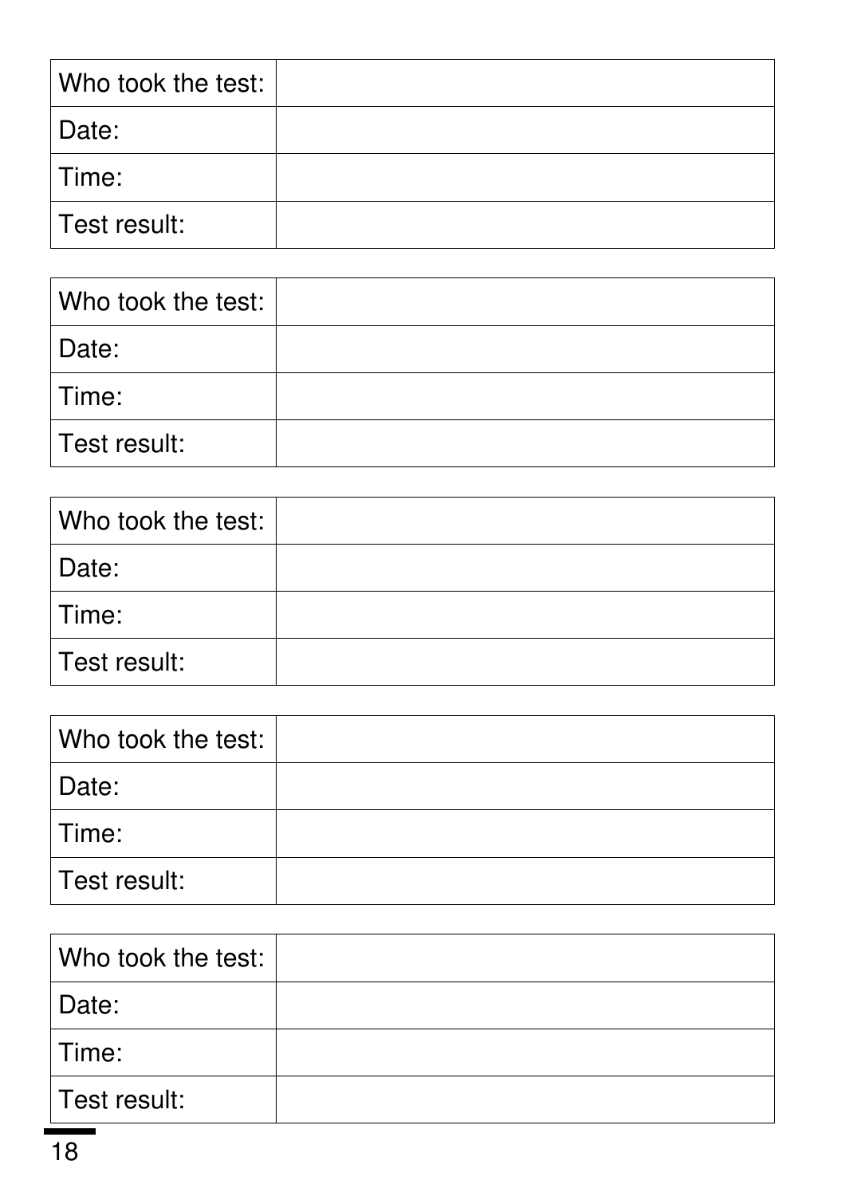| Who took the test: | |
|---|---|
| Date: | |
| Time: | |
| Test result: | |

| Who took the test: | |
|---|---|
| Date: | |
| Time: | |
| Test result: | |

| Who took the test: | |
|---|---|
| Date: | |
| Time: | |
| Test result: | |

| Who took the test: | |
|---|---|
| Date: | |
| Time: | |
| Test result: | |

| Who took the test: | |
|---|---|
| Date: | |
| Time: | |
| Test result: | |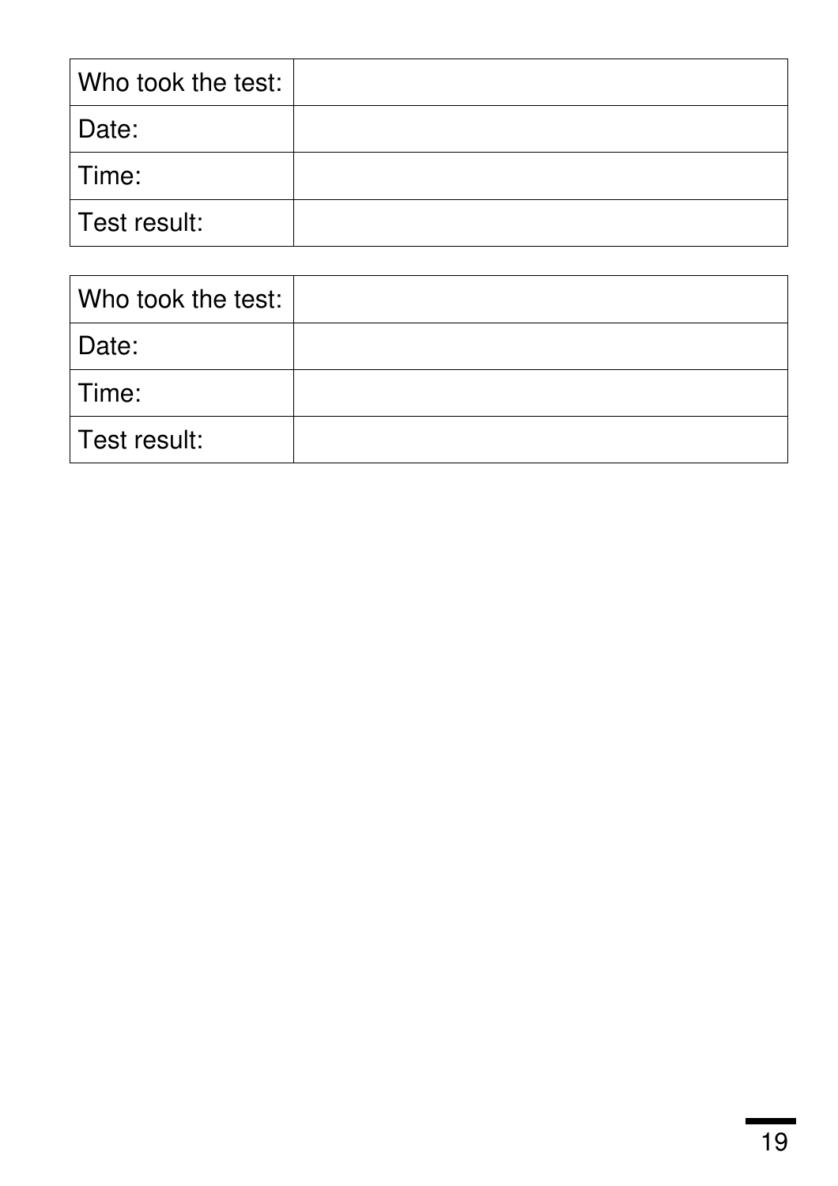| | |
|---|---|
| Who took the test: | |
| Date: | |
| Time: | |
| Test result: | |

| | |
|---|---|
| Who took the test: | |
| Date: | |
| Time: | |
| Test result: | |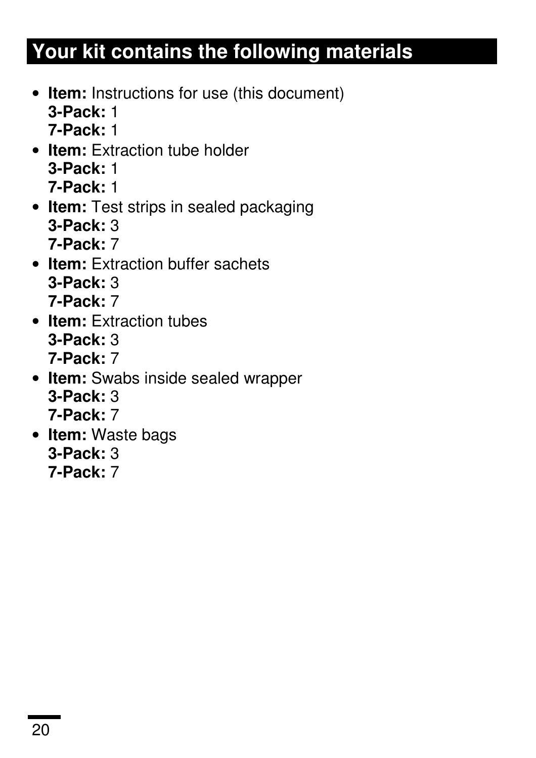# Your kit contains the following materials

- **Item:** Instructions for use (this document)
  **3-Pack:** 1
  **7-Pack:** 1
- **Item:** Extraction tube holder
  **3-Pack:** 1
  **7-Pack:** 1
- **Item:** Test strips in sealed packaging
  **3-Pack:** 3
  **7-Pack:** 7
- **Item:** Extraction buffer sachets
  **3-Pack:** 3
  **7-Pack:** 7
- **Item:** Extraction tubes
  **3-Pack:** 3
  **7-Pack:** 7
- **Item:** Swabs inside sealed wrapper
  **3-Pack:** 3
  **7-Pack:** 7
- **Item:** Waste bags
  **3-Pack:** 3
  **7-Pack:** 7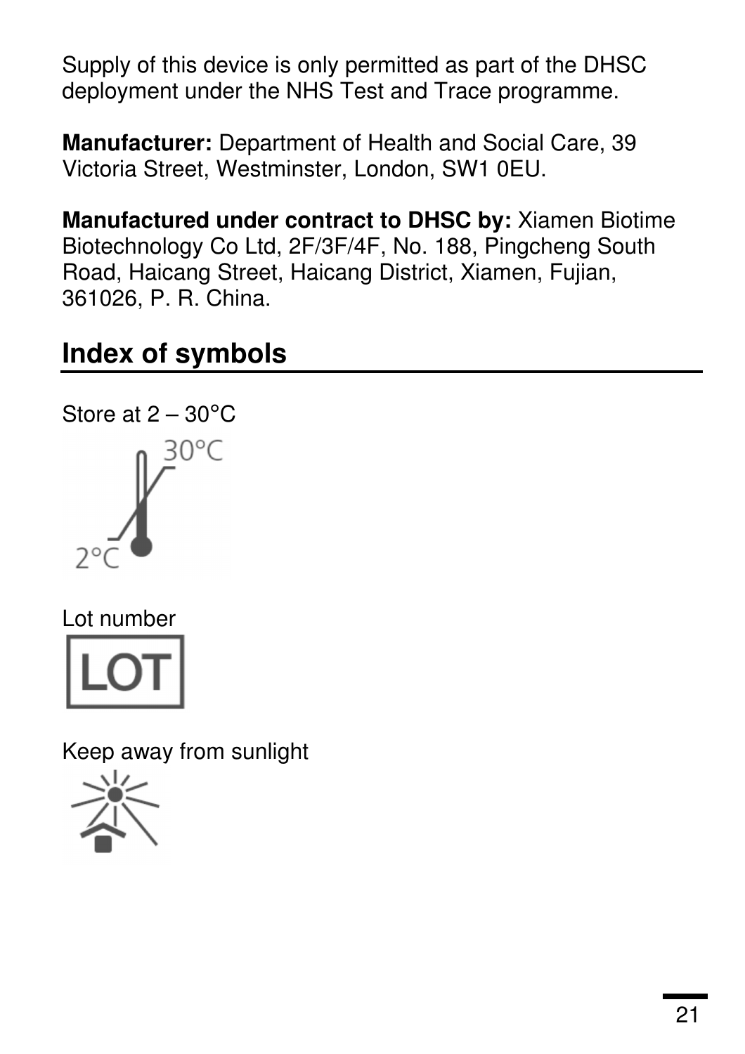Supply of this device is only permitted as part of the DHSC deployment under the NHS Test and Trace programme.

**Manufacturer:** Department of Health and Social Care, 39 Victoria Street, Westminster, London, SW1 0EU.

**Manufactured under contract to DHSC by:** Xiamen Biotime Biotechnology Co Ltd, 2F/3F/4F, No. 188, Pingcheng South Road, Haicang Street, Haicang District, Xiamen, Fujian, 361026, P. R. China.

## Index of symbols

Store at 2 – 30°C

30°C

2°C

Lot number

LOT

Keep away from sunlight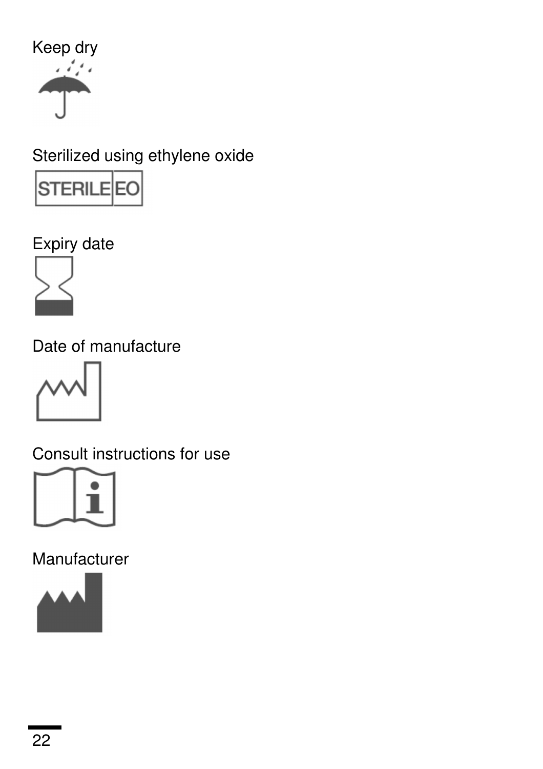Keep dry

Sterilized using ethylene oxide

STERILE EO

Expiry date

Date of manufacture

Consult instructions for use

Manufacturer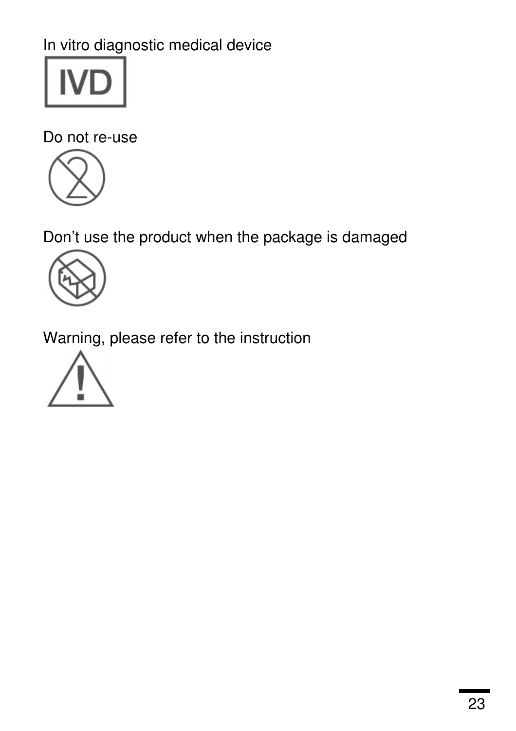In vitro diagnostic medical device

IVD

Do not re-use

Don’t use the product when the package is damaged

Warning, please refer to the instruction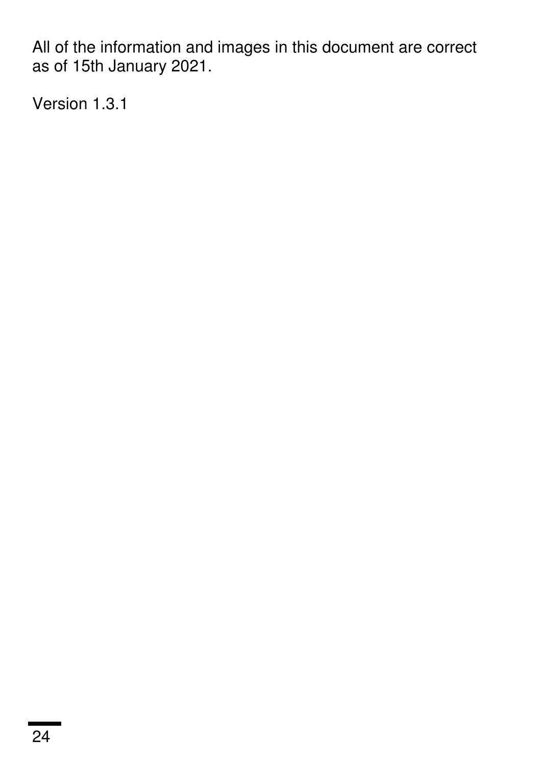All of the information and images in this document are correct as of 15th January 2021.

Version 1.3.1